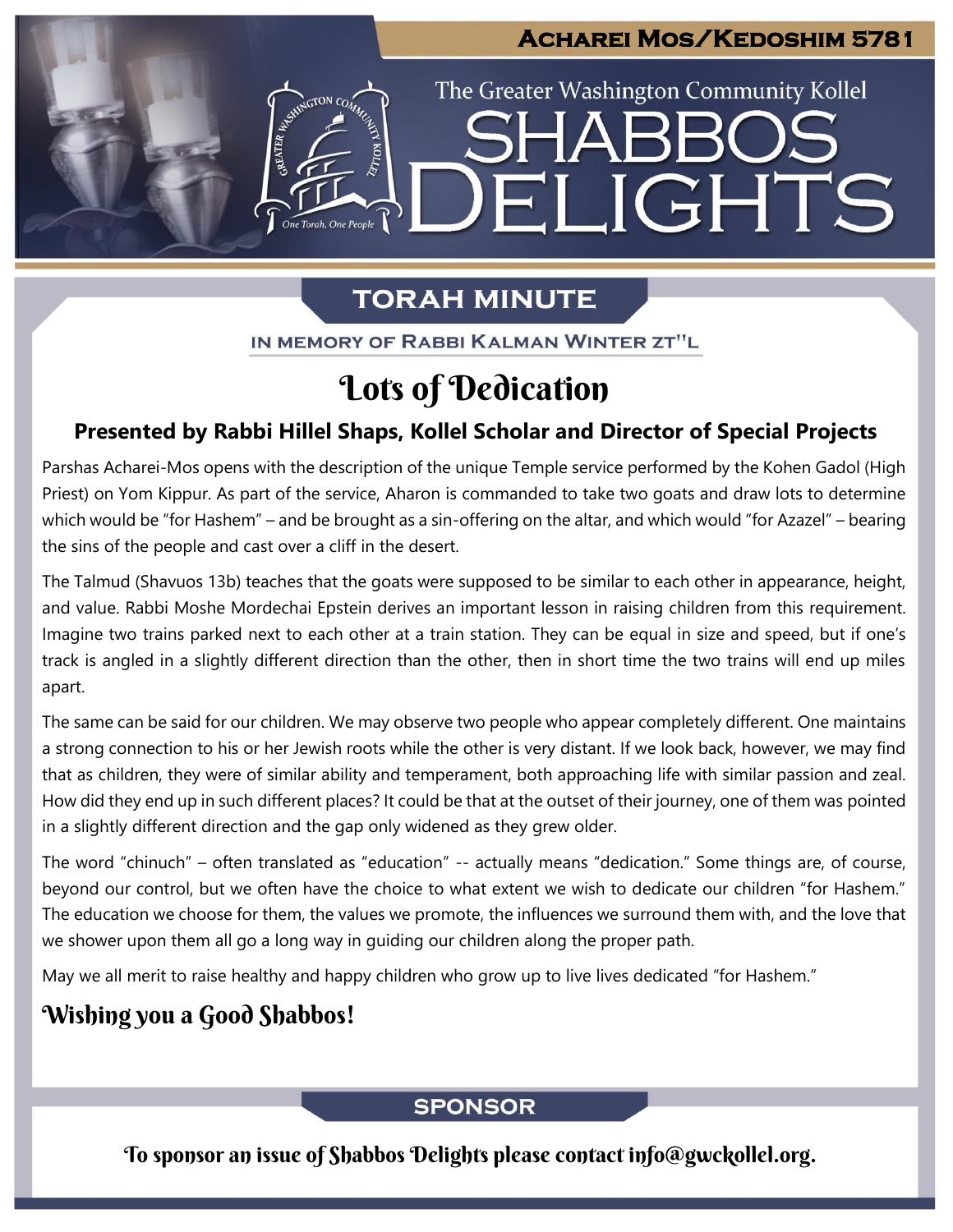# Acharei Mos/Kedoshim 5781

The Greater Washington Community Kollel

# SHABBOS DELIGHTS

## TORAH MINUTE

IN MEMORY OF RABBI KALMAN WINTER ZT"L

# Lots of Dedication

### Presented by Rabbi Hillel Shaps, Kollel Scholar and Director of Special Projects

Parshas Acharei-Mos opens with the description of the unique Temple service performed by the Kohen Gadol (High Priest) on Yom Kippur. As part of the service, Aharon is commanded to take two goats and draw lots to determine which would be "for Hashem" – and be brought as a sin-offering on the altar, and which would "for Azazel" – bearing the sins of the people and cast over a cliff in the desert.

The Talmud (Shavuos 13b) teaches that the goats were supposed to be similar to each other in appearance, height, and value. Rabbi Moshe Mordechai Epstein derives an important lesson in raising children from this requirement. Imagine two trains parked next to each other at a train station. They can be equal in size and speed, but if one's track is angled in a slightly different direction than the other, then in short time the two trains will end up miles apart.

The same can be said for our children. We may observe two people who appear completely different. One maintains a strong connection to his or her Jewish roots while the other is very distant. If we look back, however, we may find that as children, they were of similar ability and temperament, both approaching life with similar passion and zeal. How did they end up in such different places? It could be that at the outset of their journey, one of them was pointed in a slightly different direction and the gap only widened as they grew older.

The word "chinuch" – often translated as "education" -- actually means "dedication." Some things are, of course, beyond our control, but we often have the choice to what extent we wish to dedicate our children "for Hashem." The education we choose for them, the values we promote, the influences we surround them with, and the love that we shower upon them all go a long way in guiding our children along the proper path.

May we all merit to raise healthy and happy children who grow up to live lives dedicated "for Hashem."

## Wishing you a Good Shabbos!

## SPONSOR

To sponsor an issue of Shabbos Delights please contact info@gwckollel.org.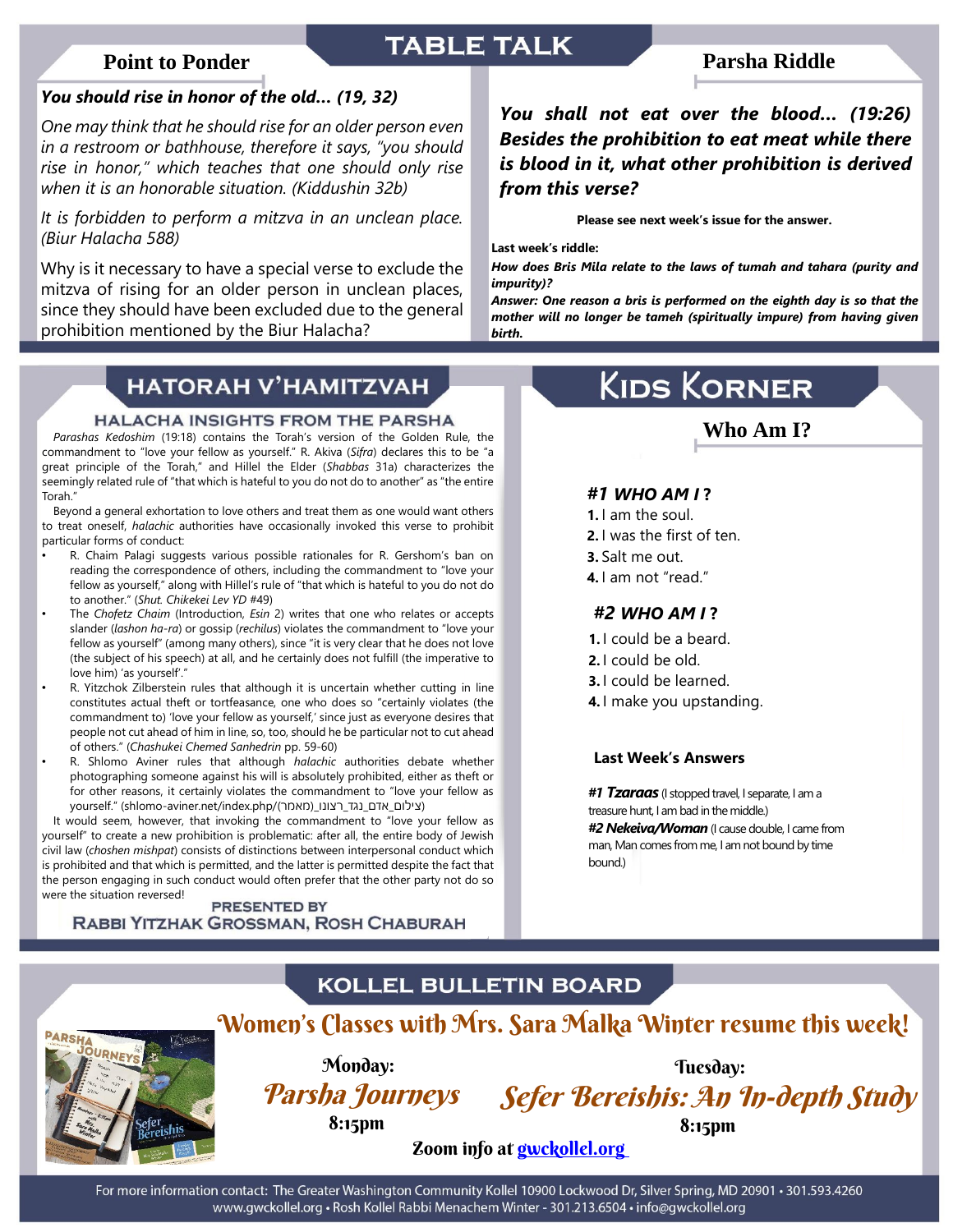# TABLE TALK

## Point to Ponder

***You should rise in honor of the old... (19, 32)***

*One may think that he should rise for an older person even in a restroom or bathhouse, therefore it says, "you should rise in honor," which teaches that one should only rise when it is an honorable situation. (Kiddushin 32b)*

*It is forbidden to perform a mitzva in an unclean place. (Biur Halacha 588)*

Why is it necessary to have a special verse to exclude the mitzva of rising for an older person in unclean places, since they should have been excluded due to the general prohibition mentioned by the Biur Halacha?

## Parsha Riddle

***You shall not eat over the blood... (19:26) Besides the prohibition to eat meat while there is blood in it, what other prohibition is derived from this verse?***

**Please see next week's issue for the answer.**

**Last week's riddle:**

***How does Bris Mila relate to the laws of tumah and tahara (purity and impurity)?***

***Answer: One reason a bris is performed on the eighth day is so that the mother will no longer be tameh (spiritually impure) from having given birth.***

# HATORAH V'HAMITZVAH

## HALACHA INSIGHTS FROM THE PARSHA

*Parashas Kedoshim* (19:18) contains the Torah's version of the Golden Rule, the commandment to "love your fellow as yourself." R. Akiva (*Sifra*) declares this to be "a great principle of the Torah," and Hillel the Elder (*Shabbas* 31a) characterizes the seemingly related rule of "that which is hateful to you do not do to another" as "the entire Torah."

Beyond a general exhortation to love others and treat them as one would want others to treat oneself, *halachic* authorities have occasionally invoked this verse to prohibit particular forms of conduct:

- R. Chaim Palagi suggests various possible rationales for R. Gershom's ban on reading the correspondence of others, including the commandment to "love your fellow as yourself," along with Hillel's rule of "that which is hateful to you do not do to another." (*Shut. Chikekei Lev YD* #49)
- The *Chofetz Chaim* (Introduction, *Esin* 2) writes that one who relates or accepts slander (*lashon ha-ra*) or gossip (*rechilus*) violates the commandment to "love your fellow as yourself" (among many others), since "it is very clear that he does not love (the subject of his speech) at all, and he certainly does not fulfill (the imperative to love him) 'as yourself'."
- R. Yitzchok Zilberstein rules that although it is uncertain whether cutting in line constitutes actual theft or tortfeasance, one who does so "certainly violates (the commandment to) 'love your fellow as yourself,' since just as everyone desires that people not cut ahead of him in line, so, too, should he be particular not to cut ahead of others." (*Chashukei Chemed Sanhedrin* pp. 59-60)
- R. Shlomo Aviner rules that although *halachic* authorities debate whether photographing someone against his will is absolutely prohibited, either as theft or for other reasons, it certainly violates the commandment to "love your fellow as yourself." (shlomo-aviner.net/index.php/(צילום_אדם_נגד_רצונו_(מאמר)

It would seem, however, that invoking the commandment to "love your fellow as yourself" to create a new prohibition is problematic: after all, the entire body of Jewish civil law (*choshen mishpat*) consists of distinctions between interpersonal conduct which is prohibited and that which is permitted, and the latter is permitted despite the fact that the person engaging in such conduct would often prefer that the other party not do so were the situation reversed!

PRESENTED BY
RABBI YITZHAK GROSSMAN, ROSH CHABURAH

# KIDS KORNER

## Who Am I?

***#1 WHO AM I?***

1. I am the soul.
2. I was the first of ten.
3. Salt me out.
4. I am not "read."

***#2 WHO AM I?***

1. I could be a beard.
2. I could be old.
3. I could be learned.
4. I make you upstanding.

**Last Week's Answers**

***#1 Tzaraas*** (I stopped travel, I separate, I am a treasure hunt, I am bad in the middle.)

***#2 Nekeiva/Woman*** (I cause double, I came from man, Man comes from me, I am not bound by time bound.)

# KOLLEL BULLETIN BOARD

## Women's Classes with Mrs. Sara Malka Winter resume this week!

**Monday:**
*Parsha Journeys*
8:15pm

**Tuesday:**
*Sefer Bereishis: An In-depth Study*
8:15pm

Zoom info at gwckollel.org

For more information contact: The Greater Washington Community Kollel 10900 Lockwood Dr, Silver Spring, MD 20901 • 301.593.4260
www.gwckollel.org • Rosh Kollel Rabbi Menachem Winter - 301.213.6504 • info@gwckollel.org